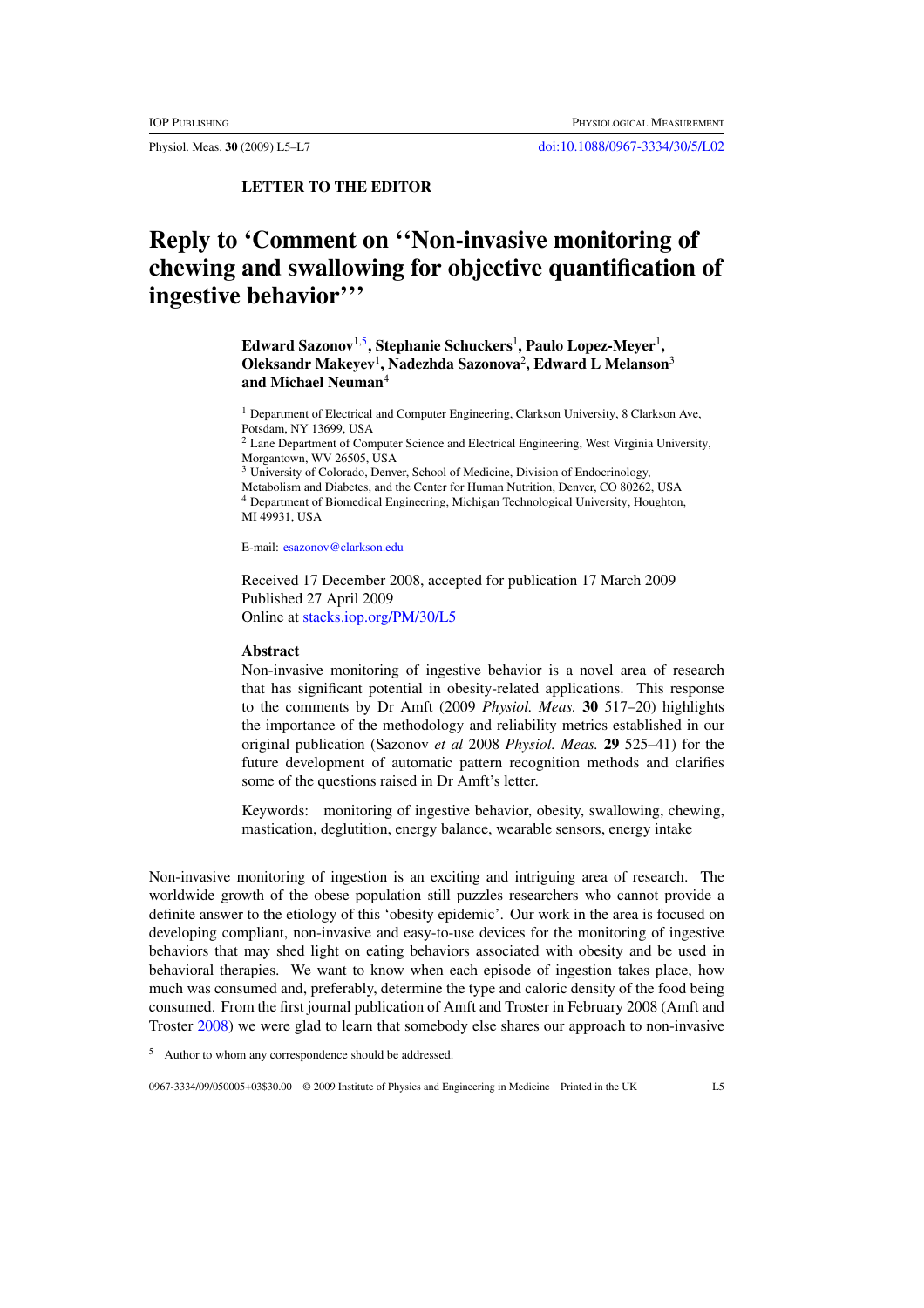**LETTER TO THE EDITOR**

# Reply to 'Comment on ''Non-invasive monitoring of chewing and swallowing for objective quantification of ingestive behavior'''

**Edward Sazonov[1,5], Stephanie Schuckers[1], Paulo Lopez-Meyer[1], Oleksandr Makeyev[1], Nadezhda Sazonova[2], Edward L Melanson[3] and Michael Neuman[4]**

[1] Department of Electrical and Computer Engineering, Clarkson University, 8 Clarkson Ave, Potsdam, NY 13699, USA

[2] Lane Department of Computer Science and Electrical Engineering, West Virginia University, Morgantown, WV 26505, USA

[3] University of Colorado, Denver, School of Medicine, Division of Endocrinology, Metabolism and Diabetes, and the Center for Human Nutrition, Denver, CO 80262, USA

[4] Department of Biomedical Engineering, Michigan Technological University, Houghton, MI 49931, USA

E-mail: esazonov@clarkson.edu

Received 17 December 2008, accepted for publication 17 March 2009
Published 27 April 2009
Online at stacks.iop.org/PM/30/L5

## Abstract

Non-invasive monitoring of ingestive behavior is a novel area of research that has significant potential in obesity-related applications. This response to the comments by Dr Amft (2009 *Physiol. Meas.* **30** 517–20) highlights the importance of the methodology and reliability metrics established in our original publication (Sazonov *et al* 2008 *Physiol. Meas.* **29** 525–41) for the future development of automatic pattern recognition methods and clarifies some of the questions raised in Dr Amft's letter.

Keywords: monitoring of ingestive behavior, obesity, swallowing, chewing, mastication, deglutition, energy balance, wearable sensors, energy intake

Non-invasive monitoring of ingestion is an exciting and intriguing area of research. The worldwide growth of the obese population still puzzles researchers who cannot provide a definite answer to the etiology of this 'obesity epidemic'. Our work in the area is focused on developing compliant, non-invasive and easy-to-use devices for the monitoring of ingestive behaviors that may shed light on eating behaviors associated with obesity and be used in behavioral therapies. We want to know when each episode of ingestion takes place, how much was consumed and, preferably, determine the type and caloric density of the food being consumed. From the first journal publication of Amft and Troster in February 2008 (Amft and Troster 2008) we were glad to learn that somebody else shares our approach to non-invasive

[5] Author to whom any correspondence should be addressed.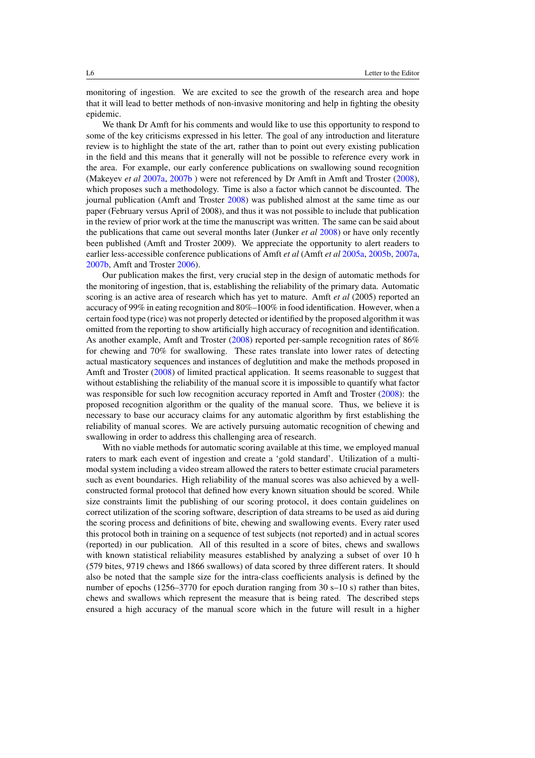monitoring of ingestion. We are excited to see the growth of the research area and hope that it will lead to better methods of non-invasive monitoring and help in fighting the obesity epidemic.

We thank Dr Amft for his comments and would like to use this opportunity to respond to some of the key criticisms expressed in his letter. The goal of any introduction and literature review is to highlight the state of the art, rather than to point out every existing publication in the field and this means that it generally will not be possible to reference every work in the area. For example, our early conference publications on swallowing sound recognition (Makeyev *et al* 2007a, 2007b ) were not referenced by Dr Amft in Amft and Troster (2008), which proposes such a methodology. Time is also a factor which cannot be discounted. The journal publication (Amft and Troster 2008) was published almost at the same time as our paper (February versus April of 2008), and thus it was not possible to include that publication in the review of prior work at the time the manuscript was written. The same can be said about the publications that came out several months later (Junker *et al* 2008) or have only recently been published (Amft and Troster 2009). We appreciate the opportunity to alert readers to earlier less-accessible conference publications of Amft *et al* (Amft *et al* 2005a, 2005b, 2007a, 2007b, Amft and Troster 2006).

Our publication makes the first, very crucial step in the design of automatic methods for the monitoring of ingestion, that is, establishing the reliability of the primary data. Automatic scoring is an active area of research which has yet to mature. Amft *et al* (2005) reported an accuracy of 99% in eating recognition and 80%–100% in food identification. However, when a certain food type (rice) was not properly detected or identified by the proposed algorithm it was omitted from the reporting to show artificially high accuracy of recognition and identification. As another example, Amft and Troster (2008) reported per-sample recognition rates of 86% for chewing and 70% for swallowing. These rates translate into lower rates of detecting actual masticatory sequences and instances of deglutition and make the methods proposed in Amft and Troster (2008) of limited practical application. It seems reasonable to suggest that without establishing the reliability of the manual score it is impossible to quantify what factor was responsible for such low recognition accuracy reported in Amft and Troster (2008): the proposed recognition algorithm or the quality of the manual score. Thus, we believe it is necessary to base our accuracy claims for any automatic algorithm by first establishing the reliability of manual scores. We are actively pursuing automatic recognition of chewing and swallowing in order to address this challenging area of research.

With no viable methods for automatic scoring available at this time, we employed manual raters to mark each event of ingestion and create a 'gold standard'. Utilization of a multi-modal system including a video stream allowed the raters to better estimate crucial parameters such as event boundaries. High reliability of the manual scores was also achieved by a well-constructed formal protocol that defined how every known situation should be scored. While size constraints limit the publishing of our scoring protocol, it does contain guidelines on correct utilization of the scoring software, description of data streams to be used as aid during the scoring process and definitions of bite, chewing and swallowing events. Every rater used this protocol both in training on a sequence of test subjects (not reported) and in actual scores (reported) in our publication. All of this resulted in a score of bites, chews and swallows with known statistical reliability measures established by analyzing a subset of over 10 h (579 bites, 9719 chews and 1866 swallows) of data scored by three different raters. It should also be noted that the sample size for the intra-class coefficients analysis is defined by the number of epochs (1256–3770 for epoch duration ranging from 30 s–10 s) rather than bites, chews and swallows which represent the measure that is being rated. The described steps ensured a high accuracy of the manual score which in the future will result in a higher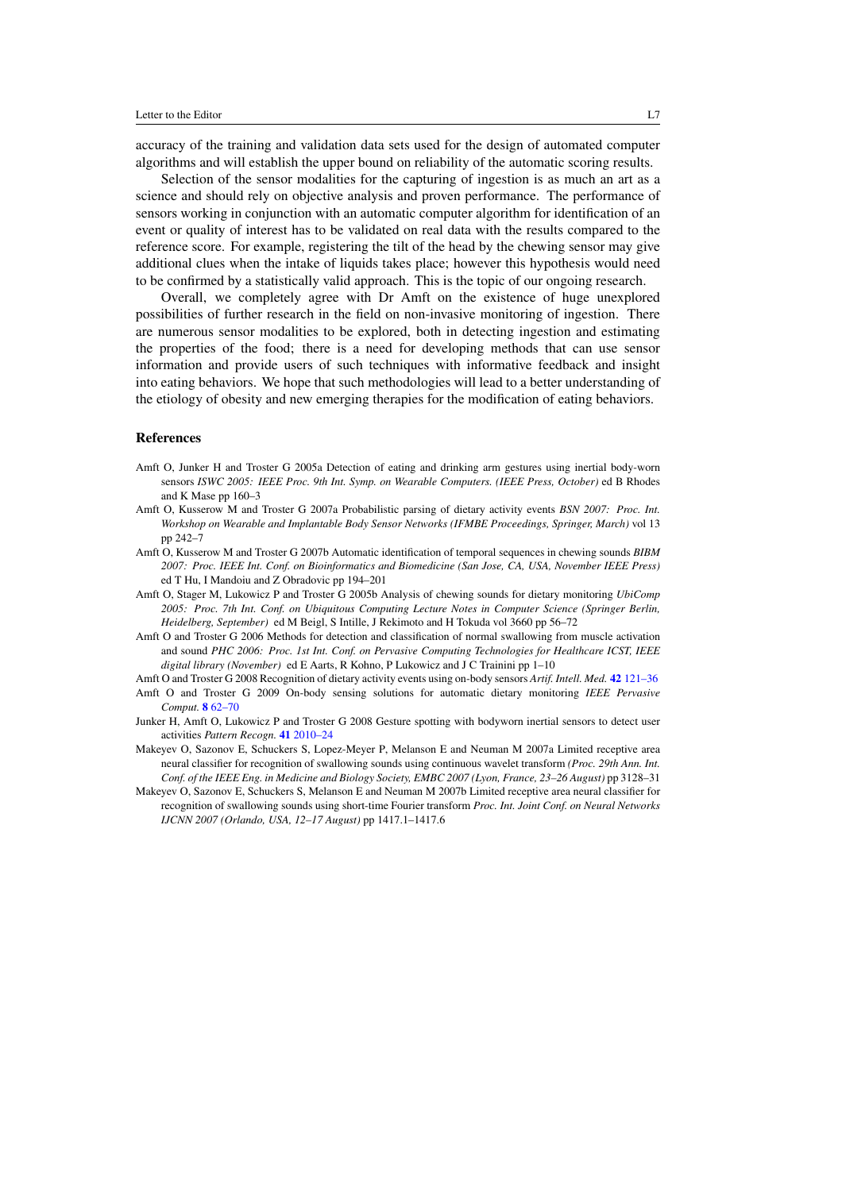accuracy of the training and validation data sets used for the design of automated computer algorithms and will establish the upper bound on reliability of the automatic scoring results.

Selection of the sensor modalities for the capturing of ingestion is as much an art as a science and should rely on objective analysis and proven performance. The performance of sensors working in conjunction with an automatic computer algorithm for identification of an event or quality of interest has to be validated on real data with the results compared to the reference score. For example, registering the tilt of the head by the chewing sensor may give additional clues when the intake of liquids takes place; however this hypothesis would need to be confirmed by a statistically valid approach. This is the topic of our ongoing research.

Overall, we completely agree with Dr Amft on the existence of huge unexplored possibilities of further research in the field on non-invasive monitoring of ingestion. There are numerous sensor modalities to be explored, both in detecting ingestion and estimating the properties of the food; there is a need for developing methods that can use sensor information and provide users of such techniques with informative feedback and insight into eating behaviors. We hope that such methodologies will lead to a better understanding of the etiology of obesity and new emerging therapies for the modification of eating behaviors.

## References

Amft O, Junker H and Troster G 2005a Detection of eating and drinking arm gestures using inertial body-worn sensors *ISWC 2005: IEEE Proc. 9th Int. Symp. on Wearable Computers. (IEEE Press, October)* ed B Rhodes and K Mase pp 160–3

Amft O, Kusserow M and Troster G 2007a Probabilistic parsing of dietary activity events *BSN 2007: Proc. Int. Workshop on Wearable and Implantable Body Sensor Networks (IFMBE Proceedings, Springer, March)* vol 13 pp 242–7

Amft O, Kusserow M and Troster G 2007b Automatic identification of temporal sequences in chewing sounds *BIBM 2007: Proc. IEEE Int. Conf. on Bioinformatics and Biomedicine (San Jose, CA, USA, November IEEE Press)* ed T Hu, I Mandoiu and Z Obradovic pp 194–201

Amft O, Stager M, Lukowicz P and Troster G 2005b Analysis of chewing sounds for dietary monitoring *UbiComp 2005: Proc. 7th Int. Conf. on Ubiquitous Computing Lecture Notes in Computer Science (Springer Berlin, Heidelberg, September)* ed M Beigl, S Intille, J Rekimoto and H Tokuda vol 3660 pp 56–72

Amft O and Troster G 2006 Methods for detection and classification of normal swallowing from muscle activation and sound *PHC 2006: Proc. 1st Int. Conf. on Pervasive Computing Technologies for Healthcare ICST, IEEE digital library (November)* ed E Aarts, R Kohno, P Lukowicz and J C Trainini pp 1–10

Amft O and Troster G 2008 Recognition of dietary activity events using on-body sensors *Artif. Intell. Med.* **42** 121–36

Amft O and Troster G 2009 On-body sensing solutions for automatic dietary monitoring *IEEE Pervasive Comput.* **8** 62–70

Junker H, Amft O, Lukowicz P and Troster G 2008 Gesture spotting with bodyworn inertial sensors to detect user activities *Pattern Recogn.* **41** 2010–24

Makeyev O, Sazonov E, Schuckers S, Lopez-Meyer P, Melanson E and Neuman M 2007a Limited receptive area neural classifier for recognition of swallowing sounds using continuous wavelet transform *(Proc. 29th Ann. Int. Conf. of the IEEE Eng. in Medicine and Biology Society, EMBC 2007 (Lyon, France, 23–26 August)* pp 3128–31

Makeyev O, Sazonov E, Schuckers S, Melanson E and Neuman M 2007b Limited receptive area neural classifier for recognition of swallowing sounds using short-time Fourier transform *Proc. Int. Joint Conf. on Neural Networks IJCNN 2007 (Orlando, USA, 12–17 August)* pp 1417.1–1417.6